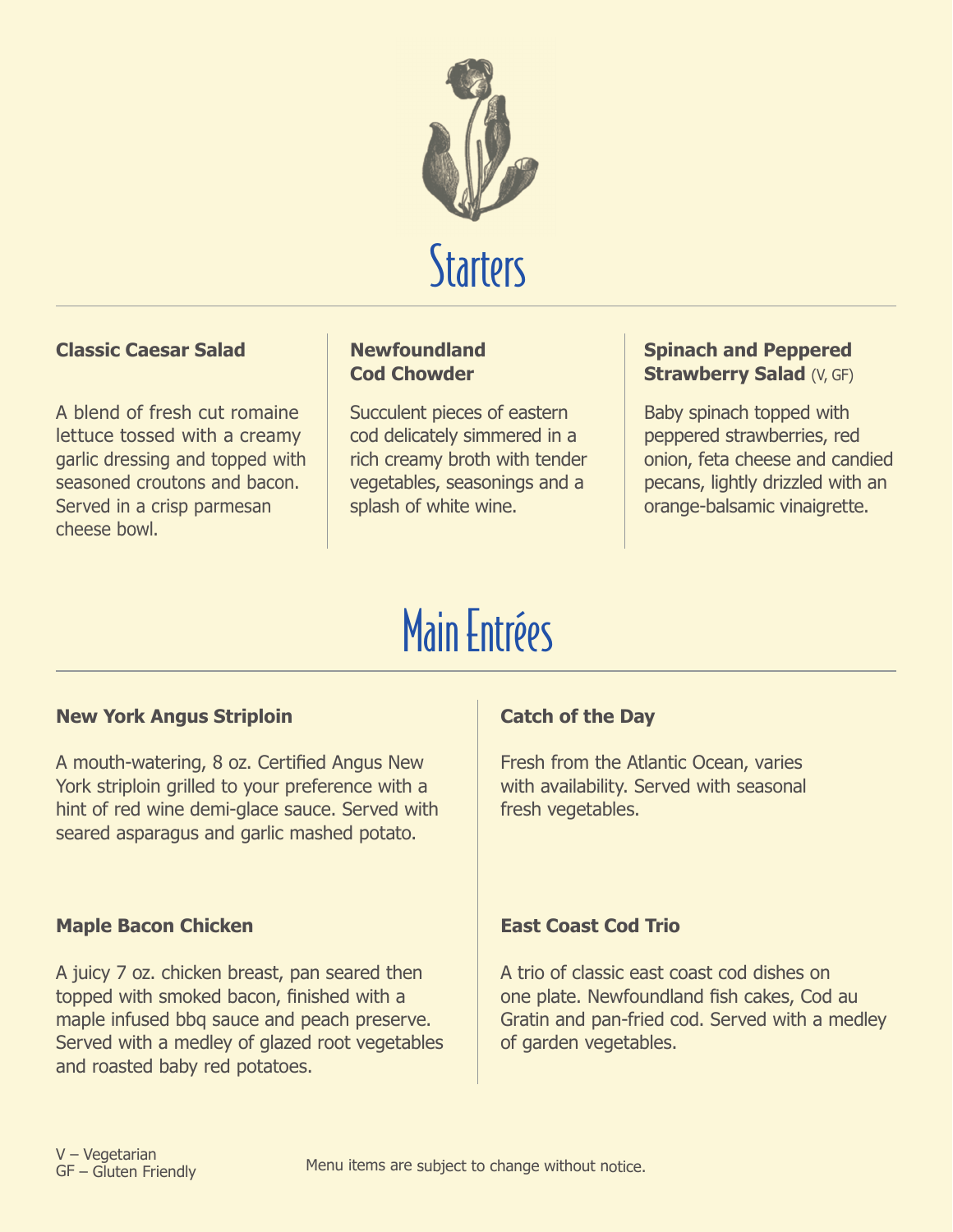## Starters

### Classic Caesar Salad

A blend of fresh cut romaine lettuce tossed with a creamy garlic dressing and topped with seasoned croutons and bacon. Served in a crisp parmesan cheese bowl.

### Newfoundland Cod Chowder

Succulent pieces of eastern cod delicately simmered in a rich creamy broth with tender vegetables, seasonings and a splash of white wine.

### Spinach and Peppered Strawberry Salad (V, GF)

Baby spinach topped with peppered strawberries, red onion, feta cheese and candied pecans, lightly drizzled with an orange-balsamic vinaigrette.

## Main Entrées

### New York Angus Striploin

A mouth-watering, 8 oz. Certified Angus New York striploin grilled to your preference with a hint of red wine demi-glace sauce. Served with seared asparagus and garlic mashed potato.

### Maple Bacon Chicken

A juicy 7 oz. chicken breast, pan seared then topped with smoked bacon, finished with a maple infused bbq sauce and peach preserve. Served with a medley of glazed root vegetables and roasted baby red potatoes.

### Catch of the Day

Fresh from the Atlantic Ocean, varies with availability. Served with seasonal fresh vegetables.

### East Coast Cod Trio

A trio of classic east coast cod dishes on one plate. Newfoundland fish cakes, Cod au Gratin and pan-fried cod. Served with a medley of garden vegetables.

V – Vegetarian
GF – Gluten Friendly

Menu items are subject to change without notice.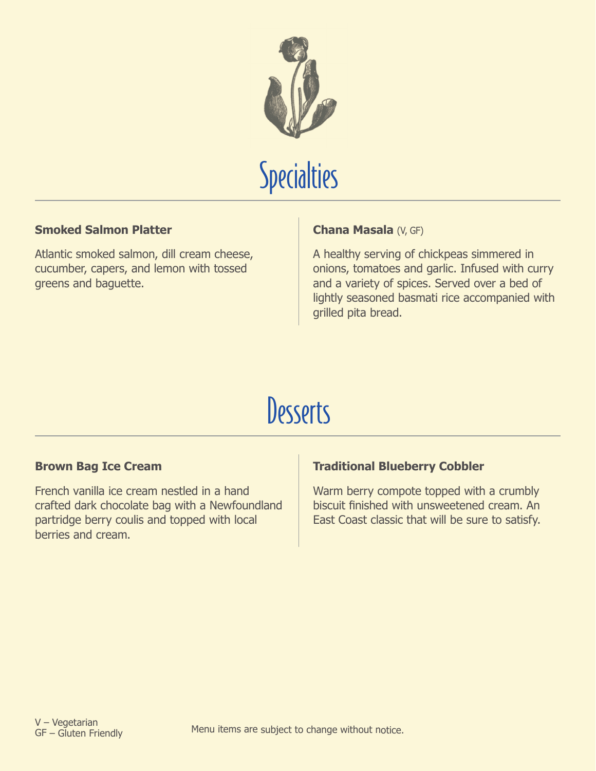# Specialties

**Smoked Salmon Platter**

Atlantic smoked salmon, dill cream cheese, cucumber, capers, and lemon with tossed greens and baguette.

**Chana Masala** (V, GF)

A healthy serving of chickpeas simmered in onions, tomatoes and garlic. Infused with curry and a variety of spices. Served over a bed of lightly seasoned basmati rice accompanied with grilled pita bread.

# Desserts

**Brown Bag Ice Cream**

French vanilla ice cream nestled in a hand crafted dark chocolate bag with a Newfoundland partridge berry coulis and topped with local berries and cream.

**Traditional Blueberry Cobbler**

Warm berry compote topped with a crumbly biscuit finished with unsweetened cream. An East Coast classic that will be sure to satisfy.

V – Vegetarian
GF – Gluten Friendly

Menu items are subject to change without notice.